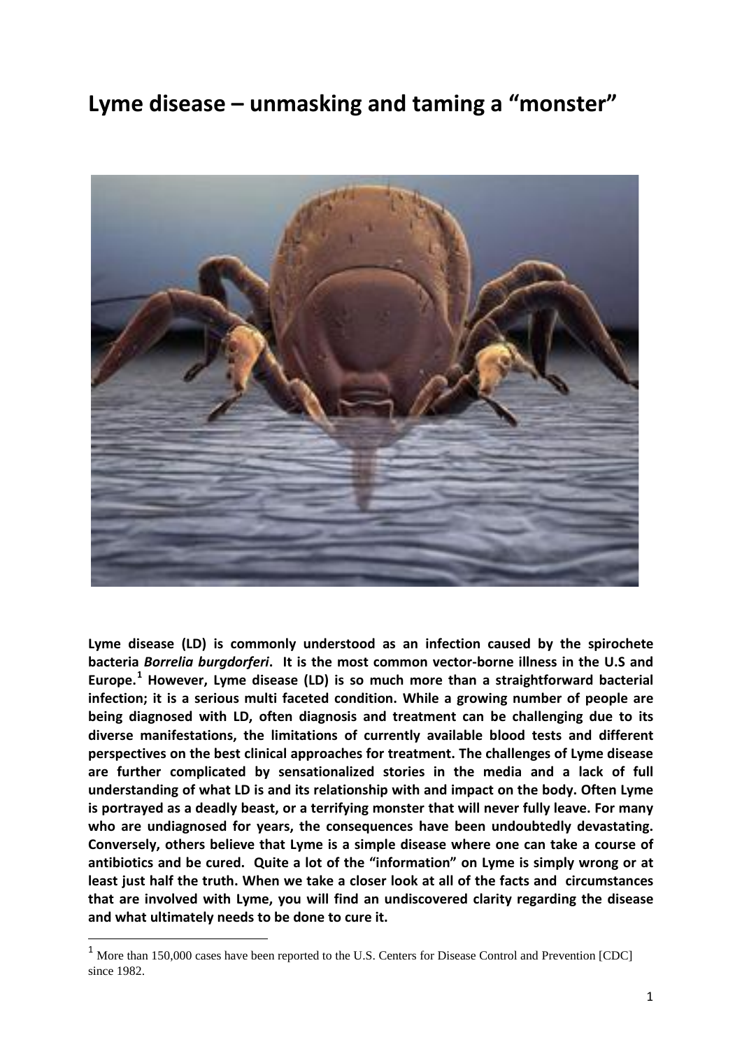# Lyme disease – unmasking and taming a "monster"

**Lyme disease (LD) is commonly understood as an infection caused by the spirochete bacteria *Borrelia burgdorferi*. It is the most common vector-borne illness in the U.S and Europe.[1] However, Lyme disease (LD) is so much more than a straightforward bacterial infection; it is a serious multi faceted condition. While a growing number of people are being diagnosed with LD, often diagnosis and treatment can be challenging due to its diverse manifestations, the limitations of currently available blood tests and different perspectives on the best clinical approaches for treatment. The challenges of Lyme disease are further complicated by sensationalized stories in the media and a lack of full understanding of what LD is and its relationship with and impact on the body. Often Lyme is portrayed as a deadly beast, or a terrifying monster that will never fully leave. For many who are undiagnosed for years, the consequences have been undoubtedly devastating. Conversely, others believe that Lyme is a simple disease where one can take a course of antibiotics and be cured. Quite a lot of the "information" on Lyme is simply wrong or at least just half the truth. When we take a closer look at all of the facts and circumstances that are involved with Lyme, you will find an undiscovered clarity regarding the disease and what ultimately needs to be done to cure it.**

[1] More than 150,000 cases have been reported to the U.S. Centers for Disease Control and Prevention [CDC] since 1982.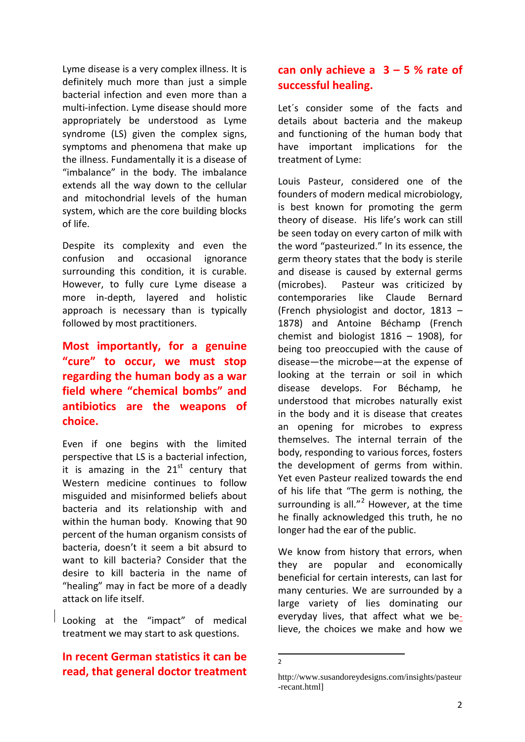Lyme disease is a very complex illness. It is definitely much more than just a simple bacterial infection and even more than a multi-infection. Lyme disease should more appropriately be understood as Lyme syndrome (LS) given the complex signs, symptoms and phenomena that make up the illness. Fundamentally it is a disease of "imbalance" in the body. The imbalance extends all the way down to the cellular and mitochondrial levels of the human system, which are the core building blocks of life.

Despite its complexity and even the confusion and occasional ignorance surrounding this condition, it is curable. However, to fully cure Lyme disease a more in-depth, layered and holistic approach is necessary than is typically followed by most practitioners.

**Most importantly, for a genuine "cure" to occur, we must stop regarding the human body as a war field where "chemical bombs" and antibiotics are the weapons of choice.**

Even if one begins with the limited perspective that LS is a bacterial infection, it is amazing in the 21st century that Western medicine continues to follow misguided and misinformed beliefs about bacteria and its relationship with and within the human body. Knowing that 90 percent of the human organism consists of bacteria, doesn't it seem a bit absurd to want to kill bacteria? Consider that the desire to kill bacteria in the name of "healing" may in fact be more of a deadly attack on life itself.

Looking at the "impact" of medical treatment we may start to ask questions.

**In recent German statistics it can be read, that general doctor treatment can only achieve a 3 – 5 % rate of successful healing.**

Let´s consider some of the facts and details about bacteria and the makeup and functioning of the human body that have important implications for the treatment of Lyme:

Louis Pasteur, considered one of the founders of modern medical microbiology, is best known for promoting the germ theory of disease. His life's work can still be seen today on every carton of milk with the word "pasteurized." In its essence, the germ theory states that the body is sterile and disease is caused by external germs (microbes). Pasteur was criticized by contemporaries like Claude Bernard (French physiologist and doctor, 1813 – 1878) and Antoine Béchamp (French chemist and biologist 1816 – 1908), for being too preoccupied with the cause of disease—the microbe—at the expense of looking at the terrain or soil in which disease develops. For Béchamp, he understood that microbes naturally exist in the body and it is disease that creates an opening for microbes to express themselves. The internal terrain of the body, responding to various forces, fosters the development of germs from within. Yet even Pasteur realized towards the end of his life that "The germ is nothing, the surrounding is all."[2] However, at the time he finally acknowledged this truth, he no longer had the ear of the public.

We know from history that errors, when they are popular and economically beneficial for certain interests, can last for many centuries. We are surrounded by a large variety of lies dominating our everyday lives, that affect what we believe, the choices we make and how we

---

[2] http://www.susandoreydesigns.com/insights/pasteur-recant.html]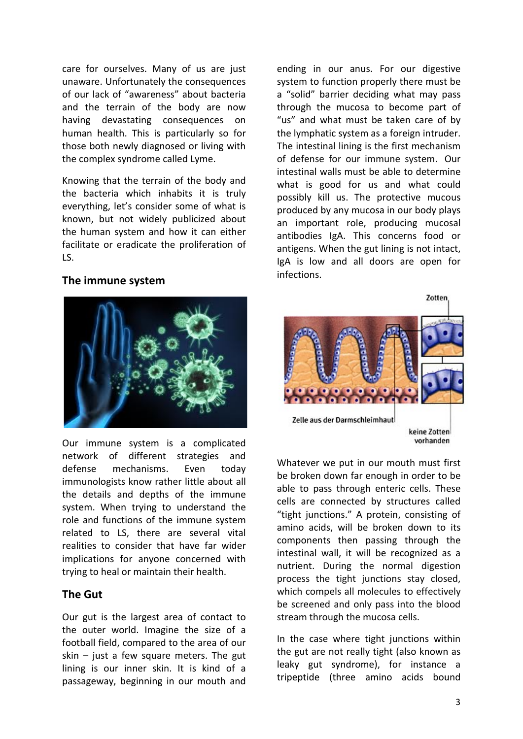care for ourselves. Many of us are just unaware. Unfortunately the consequences of our lack of "awareness" about bacteria and the terrain of the body are now having devastating consequences on human health. This is particularly so for those both newly diagnosed or living with the complex syndrome called Lyme.

Knowing that the terrain of the body and the bacteria which inhabits it is truly everything, let's consider some of what is known, but not widely publicized about the human system and how it can either facilitate or eradicate the proliferation of LS.

## The immune system

Our immune system is a complicated network of different strategies and defense mechanisms. Even today immunologists know rather little about all the details and depths of the immune system. When trying to understand the role and functions of the immune system related to LS, there are several vital realities to consider that have far wider implications for anyone concerned with trying to heal or maintain their health.

## The Gut

Our gut is the largest area of contact to the outer world. Imagine the size of a football field, compared to the area of our skin – just a few square meters. The gut lining is our inner skin. It is kind of a passageway, beginning in our mouth and ending in our anus. For our digestive system to function properly there must be a "solid" barrier deciding what may pass through the mucosa to become part of "us" and what must be taken care of by the lymphatic system as a foreign intruder. The intestinal lining is the first mechanism of defense for our immune system. Our intestinal walls must be able to determine what is good for us and what could possibly kill us. The protective mucous produced by any mucosa in our body plays an important role, producing mucosal antibodies IgA. This concerns food or antigens. When the gut lining is not intact, IgA is low and all doors are open for infections.

Zotten

Zelle aus der Darmschleimhaut

keine Zotten vorhanden

Whatever we put in our mouth must first be broken down far enough in order to be able to pass through enteric cells. These cells are connected by structures called "tight junctions." A protein, consisting of amino acids, will be broken down to its components then passing through the intestinal wall, it will be recognized as a nutrient. During the normal digestion process the tight junctions stay closed, which compels all molecules to effectively be screened and only pass into the blood stream through the mucosa cells.

In the case where tight junctions within the gut are not really tight (also known as leaky gut syndrome), for instance a tripeptide (three amino acids bound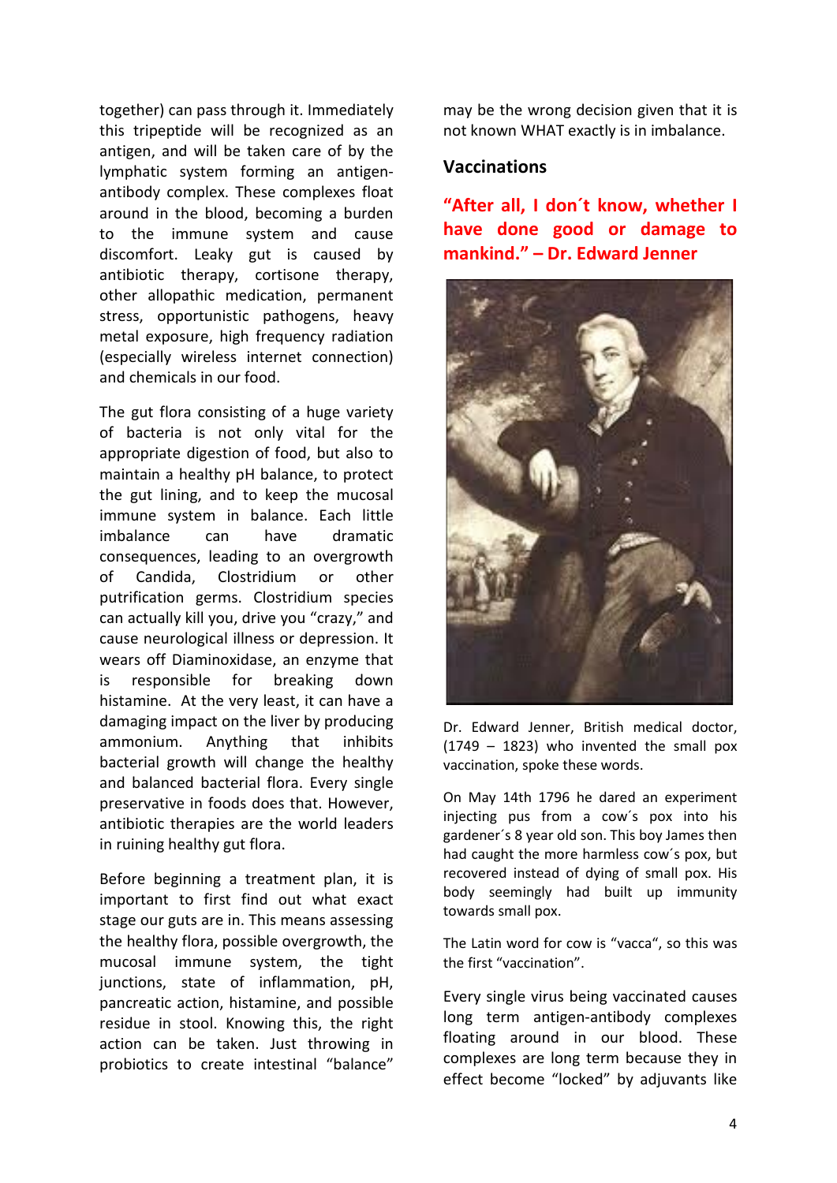together) can pass through it. Immediately this tripeptide will be recognized as an antigen, and will be taken care of by the lymphatic system forming an antigen-antibody complex. These complexes float around in the blood, becoming a burden to the immune system and cause discomfort. Leaky gut is caused by antibiotic therapy, cortisone therapy, other allopathic medication, permanent stress, opportunistic pathogens, heavy metal exposure, high frequency radiation (especially wireless internet connection) and chemicals in our food.

The gut flora consisting of a huge variety of bacteria is not only vital for the appropriate digestion of food, but also to maintain a healthy pH balance, to protect the gut lining, and to keep the mucosal immune system in balance. Each little imbalance can have dramatic consequences, leading to an overgrowth of Candida, Clostridium or other putrification germs. Clostridium species can actually kill you, drive you "crazy," and cause neurological illness or depression. It wears off Diaminoxidase, an enzyme that is responsible for breaking down histamine. At the very least, it can have a damaging impact on the liver by producing ammonium. Anything that inhibits bacterial growth will change the healthy and balanced bacterial flora. Every single preservative in foods does that. However, antibiotic therapies are the world leaders in ruining healthy gut flora.

Before beginning a treatment plan, it is important to first find out what exact stage our guts are in. This means assessing the healthy flora, possible overgrowth, the mucosal immune system, the tight junctions, state of inflammation, pH, pancreatic action, histamine, and possible residue in stool. Knowing this, the right action can be taken. Just throwing in probiotics to create intestinal "balance" may be the wrong decision given that it is not known WHAT exactly is in imbalance.

## Vaccinations

**"After all, I don´t know, whether I have done good or damage to mankind." – Dr. Edward Jenner**

Dr. Edward Jenner, British medical doctor, (1749 – 1823) who invented the small pox vaccination, spoke these words.

On May 14th 1796 he dared an experiment injecting pus from a cow´s pox into his gardener´s 8 year old son. This boy James then had caught the more harmless cow´s pox, but recovered instead of dying of small pox. His body seemingly had built up immunity towards small pox.

The Latin word for cow is "vacca", so this was the first "vaccination".

Every single virus being vaccinated causes long term antigen-antibody complexes floating around in our blood. These complexes are long term because they in effect become "locked" by adjuvants like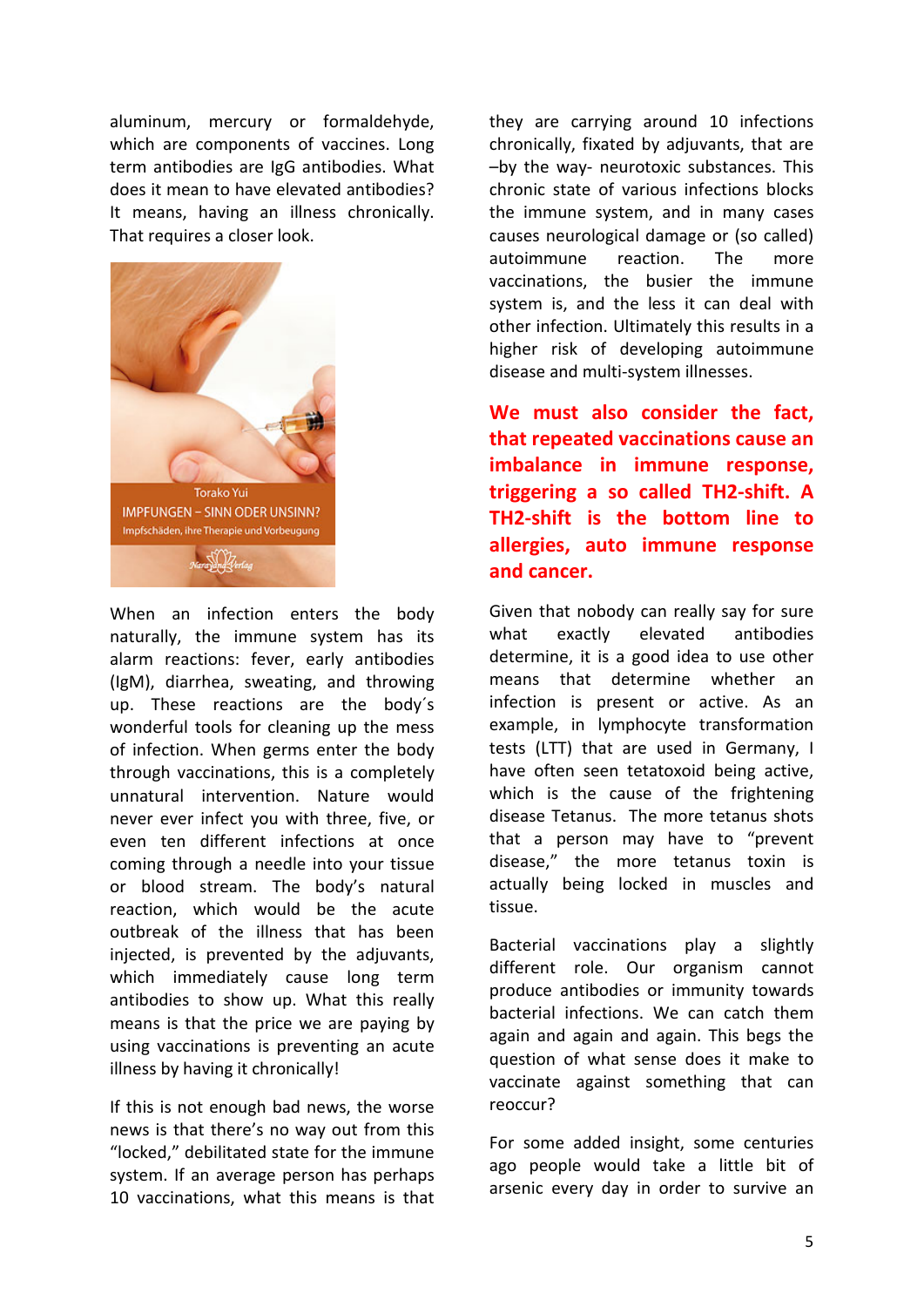aluminum, mercury or formaldehyde, which are components of vaccines. Long term antibodies are IgG antibodies. What does it mean to have elevated antibodies? It means, having an illness chronically. That requires a closer look.

Torako Yui
IMPFUNGEN – SINN ODER UNSINN?
Impfschäden, ihre Therapie und Vorbeugung
Narayana Verlag

When an infection enters the body naturally, the immune system has its alarm reactions: fever, early antibodies (IgM), diarrhea, sweating, and throwing up. These reactions are the body´s wonderful tools for cleaning up the mess of infection. When germs enter the body through vaccinations, this is a completely unnatural intervention. Nature would never ever infect you with three, five, or even ten different infections at once coming through a needle into your tissue or blood stream. The body's natural reaction, which would be the acute outbreak of the illness that has been injected, is prevented by the adjuvants, which immediately cause long term antibodies to show up. What this really means is that the price we are paying by using vaccinations is preventing an acute illness by having it chronically!

If this is not enough bad news, the worse news is that there's no way out from this "locked," debilitated state for the immune system. If an average person has perhaps 10 vaccinations, what this means is that they are carrying around 10 infections chronically, fixated by adjuvants, that are –by the way- neurotoxic substances. This chronic state of various infections blocks the immune system, and in many cases causes neurological damage or (so called) autoimmune reaction. The more vaccinations, the busier the immune system is, and the less it can deal with other infection. Ultimately this results in a higher risk of developing autoimmune disease and multi-system illnesses.

**We must also consider the fact, that repeated vaccinations cause an imbalance in immune response, triggering a so called TH2-shift. A TH2-shift is the bottom line to allergies, auto immune response and cancer.**

Given that nobody can really say for sure what exactly elevated antibodies determine, it is a good idea to use other means that determine whether an infection is present or active. As an example, in lymphocyte transformation tests (LTT) that are used in Germany, I have often seen tetatoxoid being active, which is the cause of the frightening disease Tetanus. The more tetanus shots that a person may have to "prevent disease," the more tetanus toxin is actually being locked in muscles and tissue.

Bacterial vaccinations play a slightly different role. Our organism cannot produce antibodies or immunity towards bacterial infections. We can catch them again and again and again. This begs the question of what sense does it make to vaccinate against something that can reoccur?

For some added insight, some centuries ago people would take a little bit of arsenic every day in order to survive an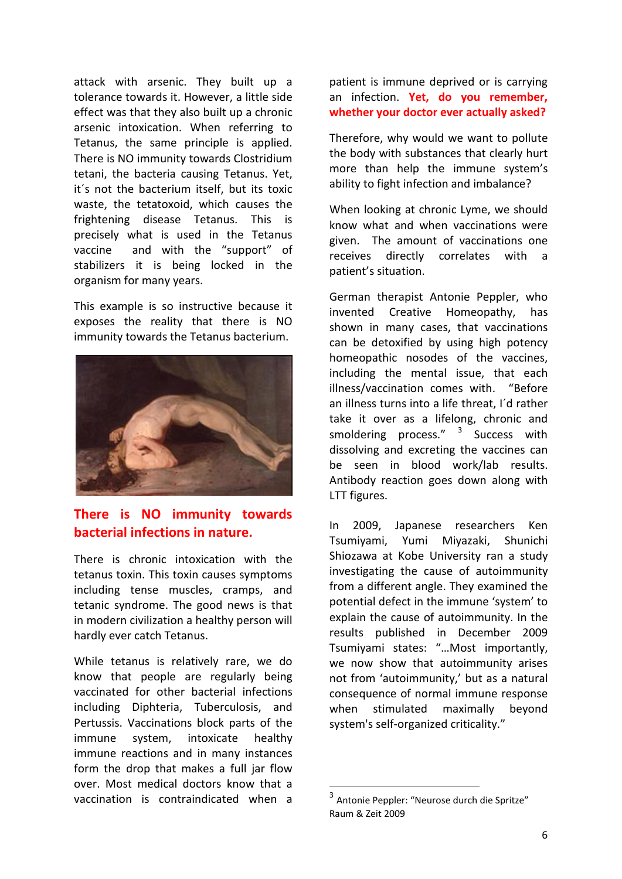attack with arsenic. They built up a tolerance towards it. However, a little side effect was that they also built up a chronic arsenic intoxication. When referring to Tetanus, the same principle is applied. There is NO immunity towards Clostridium tetani, the bacteria causing Tetanus. Yet, it´s not the bacterium itself, but its toxic waste, the tetatoxoid, which causes the frightening disease Tetanus. This is precisely what is used in the Tetanus vaccine and with the "support" of stabilizers it is being locked in the organism for many years.

This example is so instructive because it exposes the reality that there is NO immunity towards the Tetanus bacterium.

**There is NO immunity towards bacterial infections in nature.**

There is chronic intoxication with the tetanus toxin. This toxin causes symptoms including tense muscles, cramps, and tetanic syndrome. The good news is that in modern civilization a healthy person will hardly ever catch Tetanus.

While tetanus is relatively rare, we do know that people are regularly being vaccinated for other bacterial infections including Diphteria, Tuberculosis, and Pertussis. Vaccinations block parts of the immune system, intoxicate healthy immune reactions and in many instances form the drop that makes a full jar flow over. Most medical doctors know that a vaccination is contraindicated when a patient is immune deprived or is carrying an infection. **Yet, do you remember, whether your doctor ever actually asked?**

Therefore, why would we want to pollute the body with substances that clearly hurt more than help the immune system's ability to fight infection and imbalance?

When looking at chronic Lyme, we should know what and when vaccinations were given. The amount of vaccinations one receives directly correlates with a patient's situation.

German therapist Antonie Peppler, who invented Creative Homeopathy, has shown in many cases, that vaccinations can be detoxified by using high potency homeopathic nosodes of the vaccines, including the mental issue, that each illness/vaccination comes with. "Before an illness turns into a life threat, I´d rather take it over as a lifelong, chronic and smoldering process." [3] Success with dissolving and excreting the vaccines can be seen in blood work/lab results. Antibody reaction goes down along with LTT figures.

In 2009, Japanese researchers Ken Tsumiyami, Yumi Miyazaki, Shunichi Shiozawa at Kobe University ran a study investigating the cause of autoimmunity from a different angle. They examined the potential defect in the immune 'system' to explain the cause of autoimmunity. In the results published in December 2009 Tsumiyami states: "…Most importantly, we now show that autoimmunity arises not from 'autoimmunity,' but as a natural consequence of normal immune response when stimulated maximally beyond system's self-organized criticality."

---

[3] Antonie Peppler: "Neurose durch die Spritze" Raum & Zeit 2009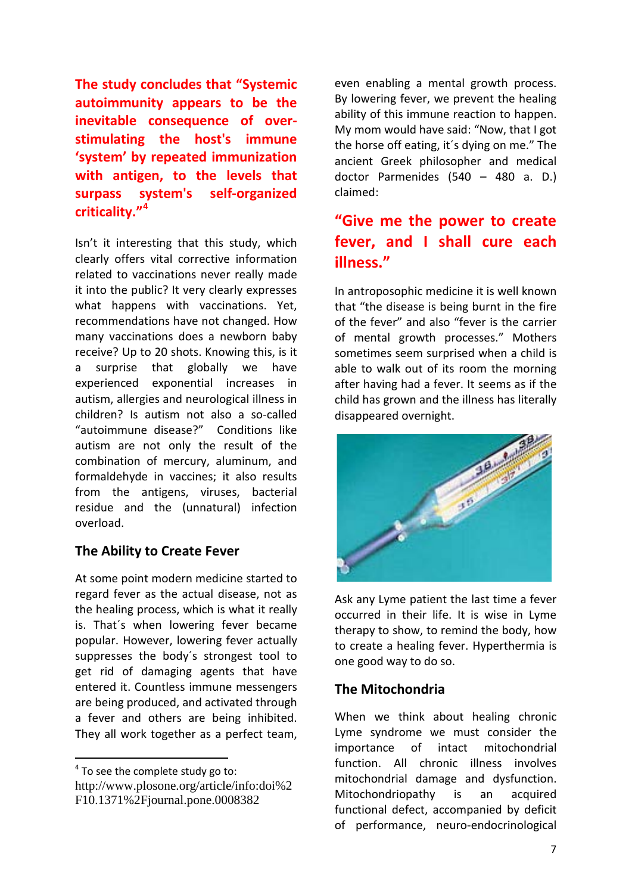**The study concludes that "Systemic autoimmunity appears to be the inevitable consequence of over-stimulating the host's immune 'system' by repeated immunization with antigen, to the levels that surpass system's self-organized criticality."[4]**

Isn't it interesting that this study, which clearly offers vital corrective information related to vaccinations never really made it into the public? It very clearly expresses what happens with vaccinations. Yet, recommendations have not changed. How many vaccinations does a newborn baby receive? Up to 20 shots. Knowing this, is it a surprise that globally we have experienced exponential increases in autism, allergies and neurological illness in children? Is autism not also a so-called "autoimmune disease?" Conditions like autism are not only the result of the combination of mercury, aluminum, and formaldehyde in vaccines; it also results from the antigens, viruses, bacterial residue and the (unnatural) infection overload.

## The Ability to Create Fever

At some point modern medicine started to regard fever as the actual disease, not as the healing process, which is what it really is. That´s when lowering fever became popular. However, lowering fever actually suppresses the body´s strongest tool to get rid of damaging agents that have entered it. Countless immune messengers are being produced, and activated through a fever and others are being inhibited. They all work together as a perfect team, even enabling a mental growth process. By lowering fever, we prevent the healing ability of this immune reaction to happen. My mom would have said: "Now, that I got the horse off eating, it´s dying on me." The ancient Greek philosopher and medical doctor Parmenides (540 – 480 a. D.) claimed:

**"Give me the power to create fever, and I shall cure each illness."**

In antroposophic medicine it is well known that "the disease is being burnt in the fire of the fever" and also "fever is the carrier of mental growth processes." Mothers sometimes seem surprised when a child is able to walk out of its room the morning after having had a fever. It seems as if the child has grown and the illness has literally disappeared overnight.

Ask any Lyme patient the last time a fever occurred in their life. It is wise in Lyme therapy to show, to remind the body, how to create a healing fever. Hyperthermia is one good way to do so.

## The Mitochondria

When we think about healing chronic Lyme syndrome we must consider the importance of intact mitochondrial function. All chronic illness involves mitochondrial damage and dysfunction. Mitochondriopathy is an acquired functional defect, accompanied by deficit of performance, neuro-endocrinological

---

[4] To see the complete study go to: http://www.plosone.org/article/info:doi%2F10.1371%2Fjournal.pone.0008382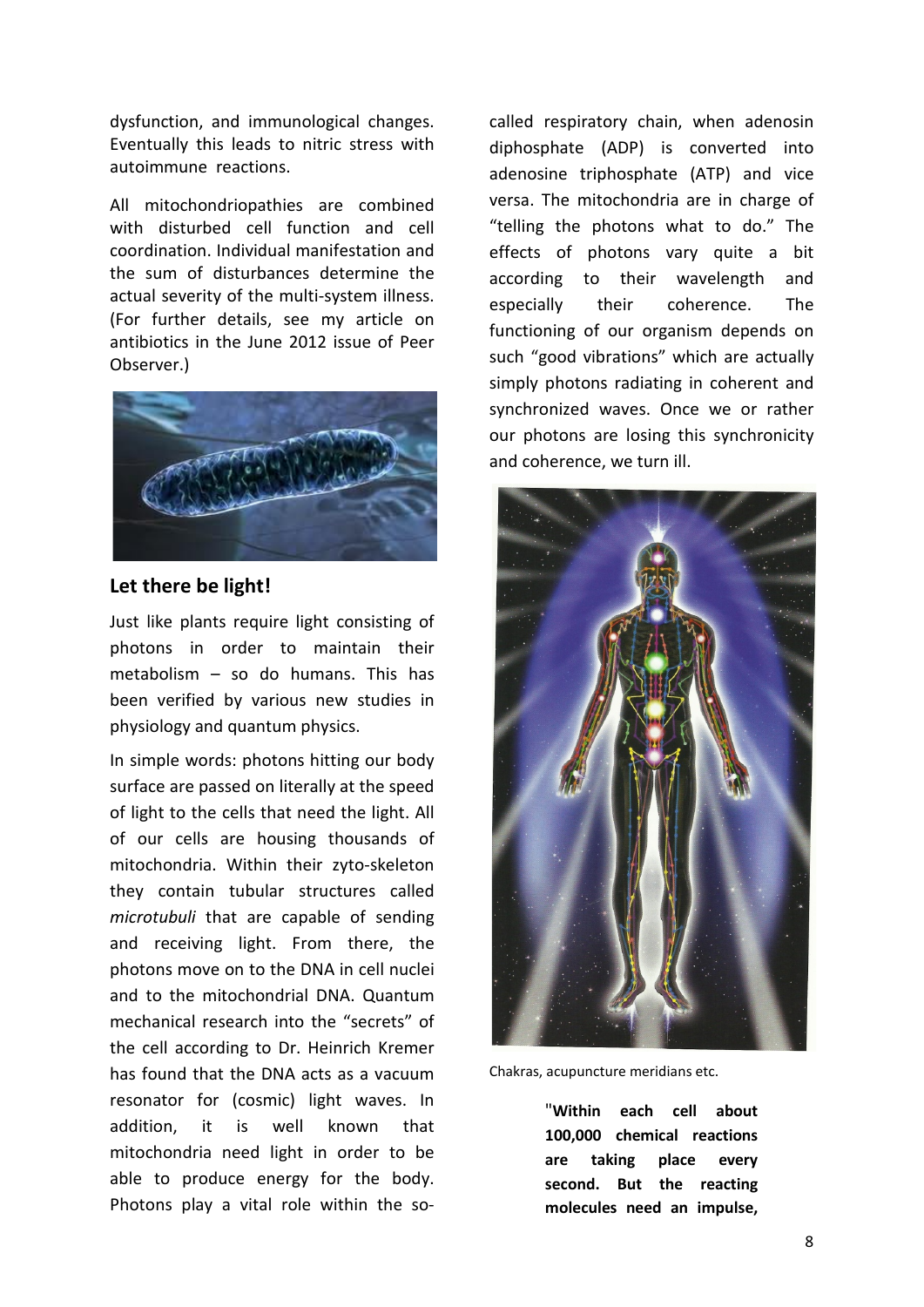dysfunction, and immunological changes. Eventually this leads to nitric stress with autoimmune reactions.

All mitochondriopathies are combined with disturbed cell function and cell coordination. Individual manifestation and the sum of disturbances determine the actual severity of the multi-system illness. (For further details, see my article on antibiotics in the June 2012 issue of Peer Observer.)

## Let there be light!

Just like plants require light consisting of photons in order to maintain their metabolism – so do humans. This has been verified by various new studies in physiology and quantum physics.

In simple words: photons hitting our body surface are passed on literally at the speed of light to the cells that need the light. All of our cells are housing thousands of mitochondria. Within their zyto-skeleton they contain tubular structures called *microtubuli* that are capable of sending and receiving light. From there, the photons move on to the DNA in cell nuclei and to the mitochondrial DNA. Quantum mechanical research into the "secrets" of the cell according to Dr. Heinrich Kremer has found that the DNA acts as a vacuum resonator for (cosmic) light waves. In addition, it is well known that mitochondria need light in order to be able to produce energy for the body. Photons play a vital role within the so-called respiratory chain, when adenosin diphosphate (ADP) is converted into adenosine triphosphate (ATP) and vice versa. The mitochondria are in charge of "telling the photons what to do." The effects of photons vary quite a bit according to their wavelength and especially their coherence. The functioning of our organism depends on such "good vibrations" which are actually simply photons radiating in coherent and synchronized waves. Once we or rather our photons are losing this synchronicity and coherence, we turn ill.

Chakras, acupuncture meridians etc.

"**Within each cell about 100,000 chemical reactions are taking place every second. But the reacting molecules need an impulse,**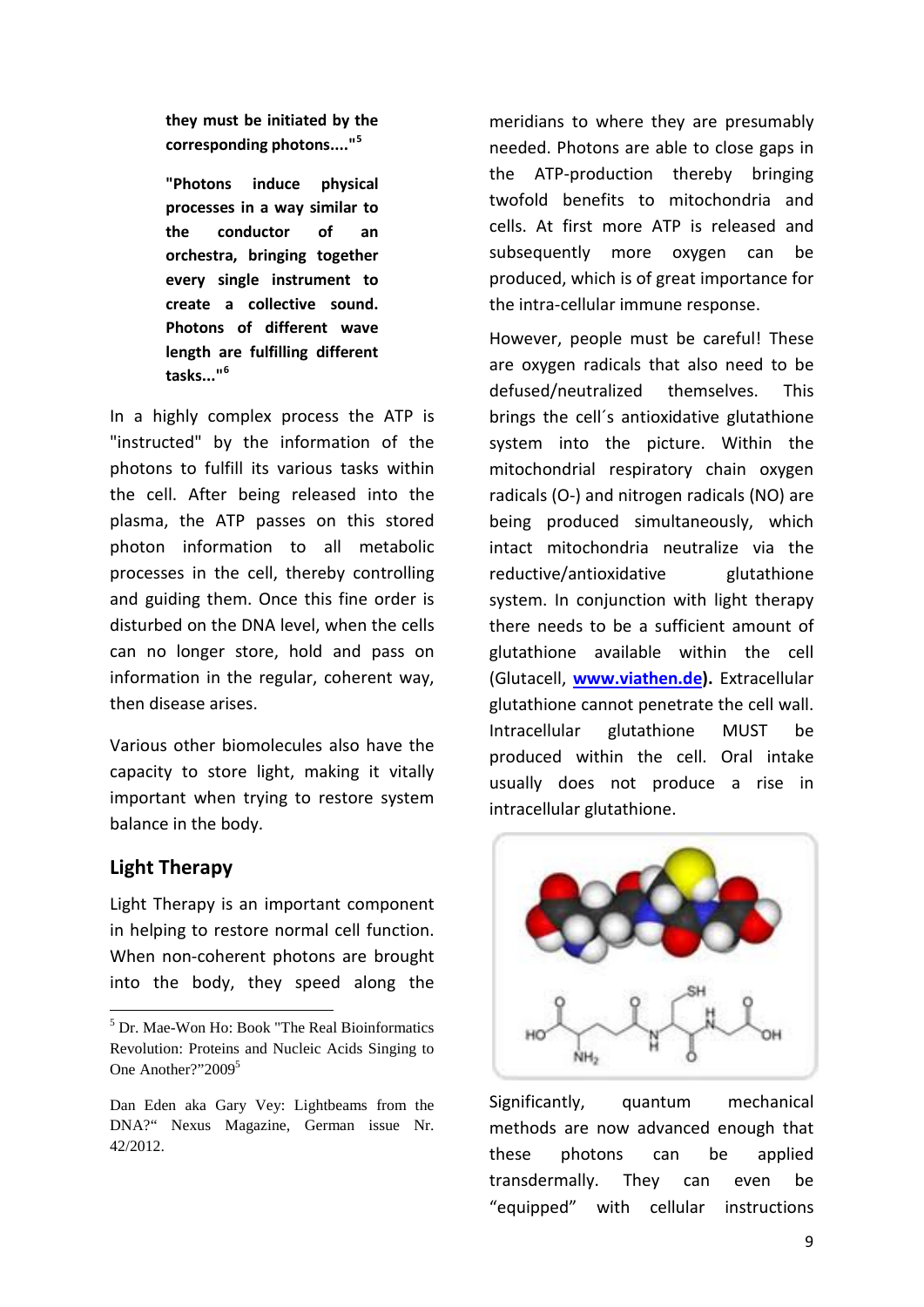**they must be initiated by the corresponding photons...."[5]**

**"Photons induce physical processes in a way similar to the conductor of an orchestra, bringing together every single instrument to create a collective sound. Photons of different wave length are fulfilling different tasks..."[6]**

In a highly complex process the ATP is "instructed" by the information of the photons to fulfill its various tasks within the cell. After being released into the plasma, the ATP passes on this stored photon information to all metabolic processes in the cell, thereby controlling and guiding them. Once this fine order is disturbed on the DNA level, when the cells can no longer store, hold and pass on information in the regular, coherent way, then disease arises.

Various other biomolecules also have the capacity to store light, making it vitally important when trying to restore system balance in the body.

## Light Therapy

Light Therapy is an important component in helping to restore normal cell function. When non-coherent photons are brought into the body, they speed along the meridians to where they are presumably needed. Photons are able to close gaps in the ATP-production thereby bringing twofold benefits to mitochondria and cells. At first more ATP is released and subsequently more oxygen can be produced, which is of great importance for the intra-cellular immune response.

However, people must be careful! These are oxygen radicals that also need to be defused/neutralized themselves. This brings the cell´s antioxidative glutathione system into the picture. Within the mitochondrial respiratory chain oxygen radicals (O-) and nitrogen radicals (NO) are being produced simultaneously, which intact mitochondria neutralize via the reductive/antioxidative glutathione system. In conjunction with light therapy there needs to be a sufficient amount of glutathione available within the cell (Glutacell, **[www.viathen.de](http://www.viathen.de)).** Extracellular glutathione cannot penetrate the cell wall. Intracellular glutathione MUST be produced within the cell. Oral intake usually does not produce a rise in intracellular glutathione.

Significantly, quantum mechanical methods are now advanced enough that these photons can be applied transdermally. They can even be "equipped" with cellular instructions

---

[5] Dr. Mae-Won Ho: Book "The Real Bioinformatics Revolution: Proteins and Nucleic Acids Singing to One Another?"2009[5]

Dan Eden aka Gary Vey: Lightbeams from the DNA?" Nexus Magazine, German issue Nr. 42/2012.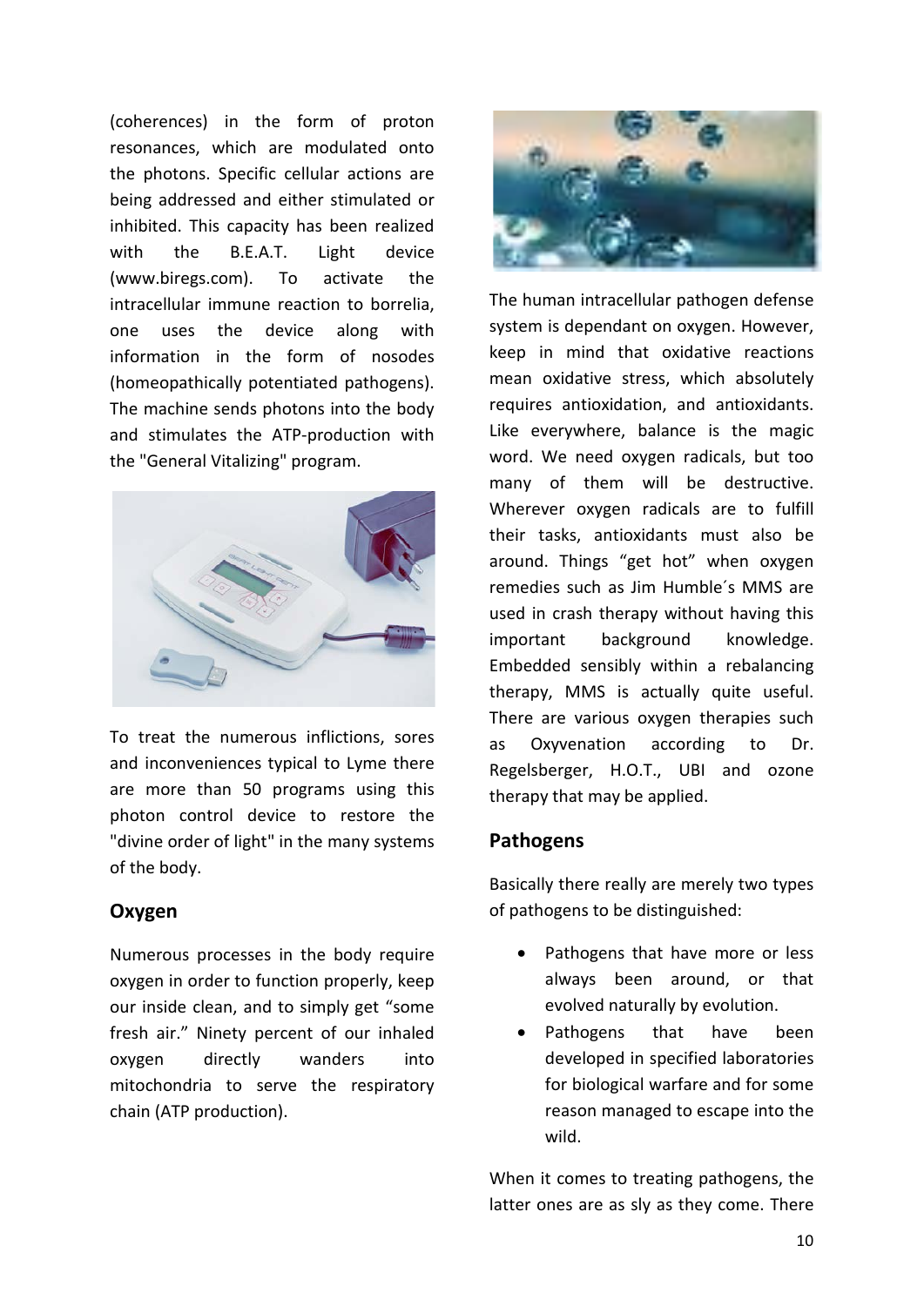(coherences) in the form of proton resonances, which are modulated onto the photons. Specific cellular actions are being addressed and either stimulated or inhibited. This capacity has been realized with the B.E.A.T. Light device (www.biregs.com). To activate the intracellular immune reaction to borrelia, one uses the device along with information in the form of nosodes (homeopathically potentiated pathogens). The machine sends photons into the body and stimulates the ATP-production with the "General Vitalizing" program.

To treat the numerous inflictions, sores and inconveniences typical to Lyme there are more than 50 programs using this photon control device to restore the "divine order of light" in the many systems of the body.

## Oxygen

Numerous processes in the body require oxygen in order to function properly, keep our inside clean, and to simply get "some fresh air." Ninety percent of our inhaled oxygen directly wanders into mitochondria to serve the respiratory chain (ATP production).

The human intracellular pathogen defense system is dependant on oxygen. However, keep in mind that oxidative reactions mean oxidative stress, which absolutely requires antioxidation, and antioxidants. Like everywhere, balance is the magic word. We need oxygen radicals, but too many of them will be destructive. Wherever oxygen radicals are to fulfill their tasks, antioxidants must also be around. Things "get hot" when oxygen remedies such as Jim Humble´s MMS are used in crash therapy without having this important background knowledge. Embedded sensibly within a rebalancing therapy, MMS is actually quite useful. There are various oxygen therapies such as Oxyvenation according to Dr. Regelsberger, H.O.T., UBI and ozone therapy that may be applied.

## Pathogens

Basically there really are merely two types of pathogens to be distinguished:

- Pathogens that have more or less always been around, or that evolved naturally by evolution.
- Pathogens that have been developed in specified laboratories for biological warfare and for some reason managed to escape into the wild.

When it comes to treating pathogens, the latter ones are as sly as they come. There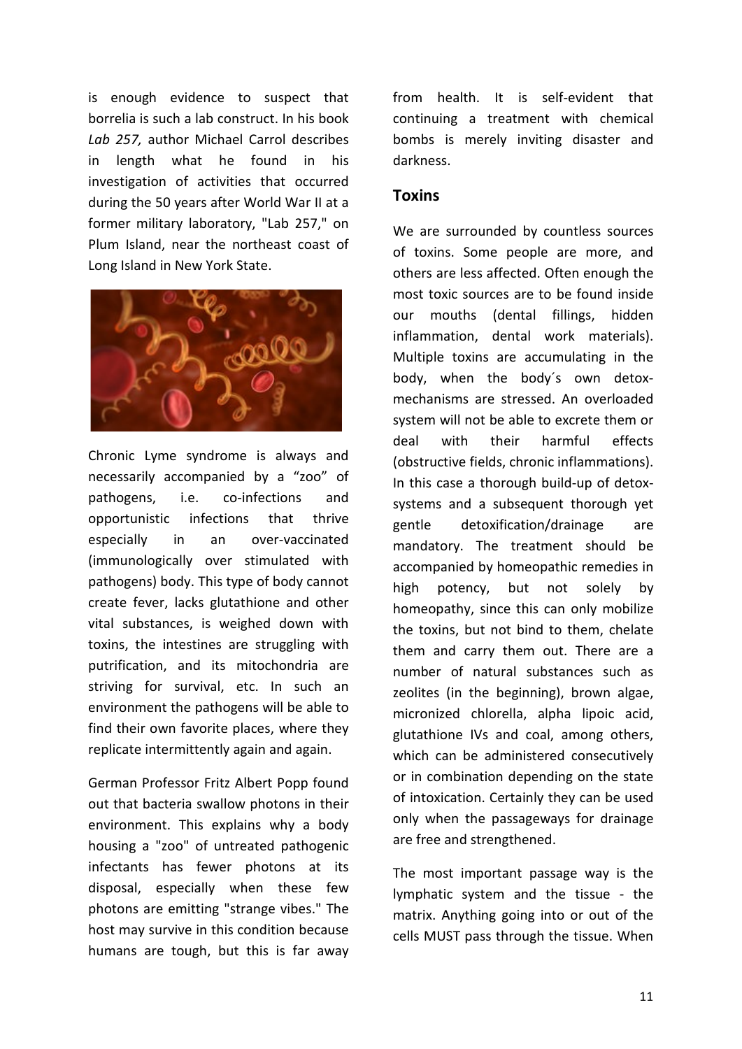is enough evidence to suspect that borrelia is such a lab construct. In his book *Lab 257,* author Michael Carrol describes in length what he found in his investigation of activities that occurred during the 50 years after World War II at a former military laboratory, "Lab 257," on Plum Island, near the northeast coast of Long Island in New York State.

Chronic Lyme syndrome is always and necessarily accompanied by a “zoo” of pathogens, i.e. co-infections and opportunistic infections that thrive especially in an over-vaccinated (immunologically over stimulated with pathogens) body. This type of body cannot create fever, lacks glutathione and other vital substances, is weighed down with toxins, the intestines are struggling with putrification, and its mitochondria are striving for survival, etc. In such an environment the pathogens will be able to find their own favorite places, where they replicate intermittently again and again.

German Professor Fritz Albert Popp found out that bacteria swallow photons in their environment. This explains why a body housing a "zoo" of untreated pathogenic infectants has fewer photons at its disposal, especially when these few photons are emitting "strange vibes." The host may survive in this condition because humans are tough, but this is far away from health. It is self-evident that continuing a treatment with chemical bombs is merely inviting disaster and darkness.

## Toxins

We are surrounded by countless sources of toxins. Some people are more, and others are less affected. Often enough the most toxic sources are to be found inside our mouths (dental fillings, hidden inflammation, dental work materials). Multiple toxins are accumulating in the body, when the body´s own detox-mechanisms are stressed. An overloaded system will not be able to excrete them or deal with their harmful effects (obstructive fields, chronic inflammations). In this case a thorough build-up of detox-systems and a subsequent thorough yet gentle detoxification/drainage are mandatory. The treatment should be accompanied by homeopathic remedies in high potency, but not solely by homeopathy, since this can only mobilize the toxins, but not bind to them, chelate them and carry them out. There are a number of natural substances such as zeolites (in the beginning), brown algae, micronized chlorella, alpha lipoic acid, glutathione IVs and coal, among others, which can be administered consecutively or in combination depending on the state of intoxication. Certainly they can be used only when the passageways for drainage are free and strengthened.

The most important passage way is the lymphatic system and the tissue - the matrix. Anything going into or out of the cells MUST pass through the tissue. When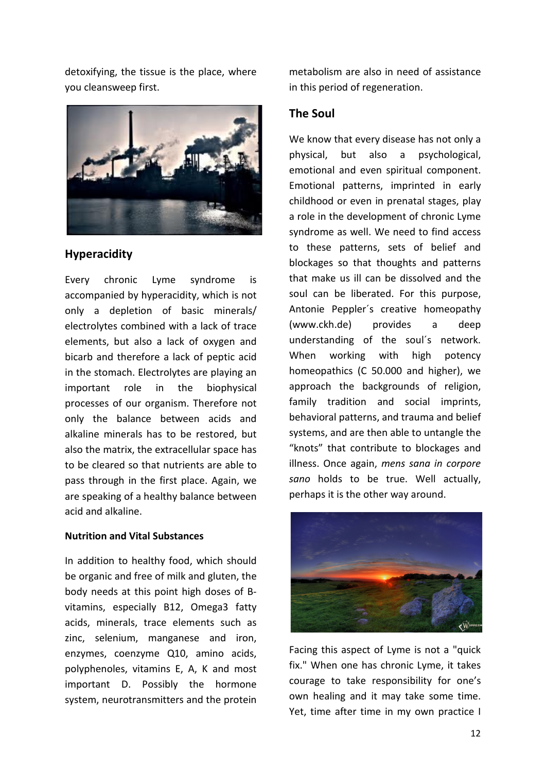detoxifying, the tissue is the place, where you cleansweep first.

## Hyperacidity

Every chronic Lyme syndrome is accompanied by hyperacidity, which is not only a depletion of basic minerals/ electrolytes combined with a lack of trace elements, but also a lack of oxygen and bicarb and therefore a lack of peptic acid in the stomach. Electrolytes are playing an important role in the biophysical processes of our organism. Therefore not only the balance between acids and alkaline minerals has to be restored, but also the matrix, the extracellular space has to be cleared so that nutrients are able to pass through in the first place. Again, we are speaking of a healthy balance between acid and alkaline.

### Nutrition and Vital Substances

In addition to healthy food, which should be organic and free of milk and gluten, the body needs at this point high doses of B-vitamins, especially B12, Omega3 fatty acids, minerals, trace elements such as zinc, selenium, manganese and iron, enzymes, coenzyme Q10, amino acids, polyphenoles, vitamins E, A, K and most important D. Possibly the hormone system, neurotransmitters and the protein metabolism are also in need of assistance in this period of regeneration.

## The Soul

We know that every disease has not only a physical, but also a psychological, emotional and even spiritual component. Emotional patterns, imprinted in early childhood or even in prenatal stages, play a role in the development of chronic Lyme syndrome as well. We need to find access to these patterns, sets of belief and blockages so that thoughts and patterns that make us ill can be dissolved and the soul can be liberated. For this purpose, Antonie Peppler´s creative homeopathy (www.ckh.de) provides a deep understanding of the soul´s network. When working with high potency homeopathics (C 50.000 and higher), we approach the backgrounds of religion, family tradition and social imprints, behavioral patterns, and trauma and belief systems, and are then able to untangle the "knots" that contribute to blockages and illness. Once again, *mens sana in corpore sano* holds to be true. Well actually, perhaps it is the other way around.

Facing this aspect of Lyme is not a "quick fix." When one has chronic Lyme, it takes courage to take responsibility for one's own healing and it may take some time. Yet, time after time in my own practice I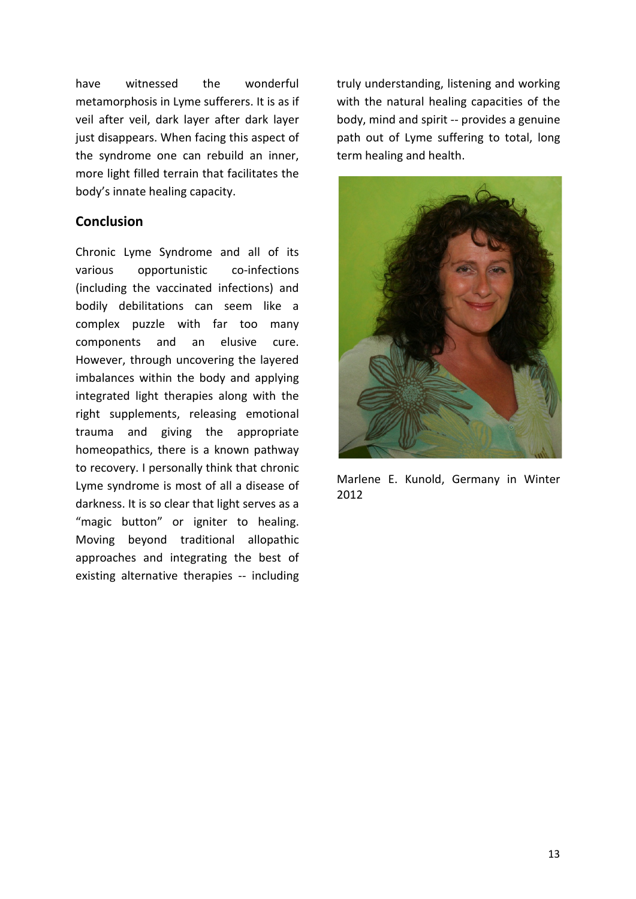have witnessed the wonderful metamorphosis in Lyme sufferers. It is as if veil after veil, dark layer after dark layer just disappears. When facing this aspect of the syndrome one can rebuild an inner, more light filled terrain that facilitates the body's innate healing capacity.

## Conclusion

Chronic Lyme Syndrome and all of its various opportunistic co-infections (including the vaccinated infections) and bodily debilitations can seem like a complex puzzle with far too many components and an elusive cure. However, through uncovering the layered imbalances within the body and applying integrated light therapies along with the right supplements, releasing emotional trauma and giving the appropriate homeopathics, there is a known pathway to recovery. I personally think that chronic Lyme syndrome is most of all a disease of darkness. It is so clear that light serves as a "magic button" or igniter to healing. Moving beyond traditional allopathic approaches and integrating the best of existing alternative therapies -- including truly understanding, listening and working with the natural healing capacities of the body, mind and spirit -- provides a genuine path out of Lyme suffering to total, long term healing and health.

Marlene E. Kunold, Germany in Winter 2012